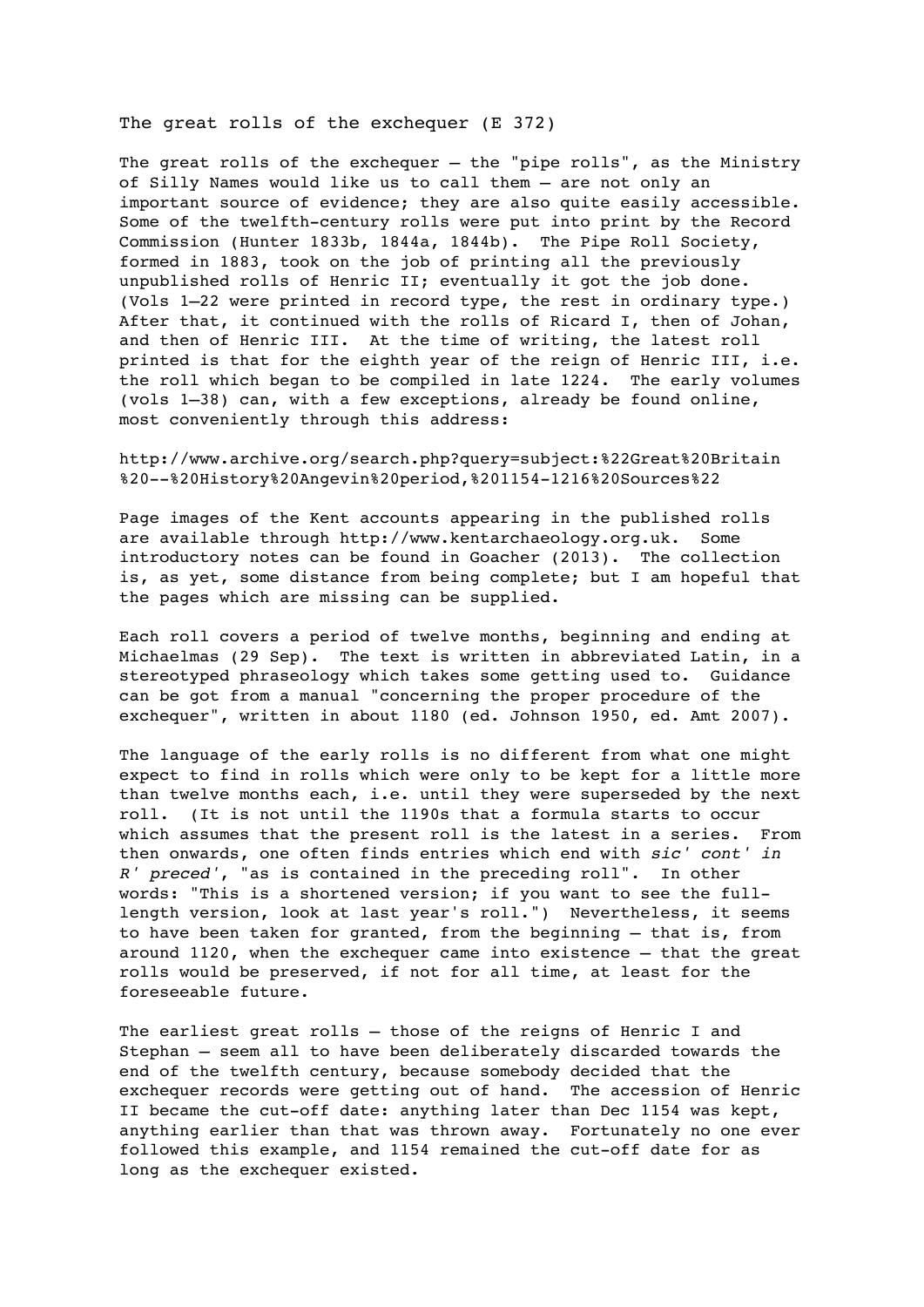# The great rolls of the exchequer (E 372)

The great rolls of the exchequer – the "pipe rolls", as the Ministry of Silly Names would like us to call them – are not only an important source of evidence; they are also quite easily accessible. Some of the twelfth-century rolls were put into print by the Record Commission (Hunter 1833b, 1844a, 1844b). The Pipe Roll Society, formed in 1883, took on the job of printing all the previously unpublished rolls of Henric II; eventually it got the job done. (Vols 1–22 were printed in record type, the rest in ordinary type.) After that, it continued with the rolls of Ricard I, then of Johan, and then of Henric III. At the time of writing, the latest roll printed is that for the eighth year of the reign of Henric III, i.e. the roll which began to be compiled in late 1224. The early volumes (vols 1–38) can, with a few exceptions, already be found online, most conveniently through this address:

http://www.archive.org/search.php?query=subject:%22Great%20Britain%20--%20History%20Angevin%20period,%201154-1216%20Sources%22

Page images of the Kent accounts appearing in the published rolls are available through http://www.kentarchaeology.org.uk. Some introductory notes can be found in Goacher (2013). The collection is, as yet, some distance from being complete; but I am hopeful that the pages which are missing can be supplied.

Each roll covers a period of twelve months, beginning and ending at Michaelmas (29 Sep). The text is written in abbreviated Latin, in a stereotyped phraseology which takes some getting used to. Guidance can be got from a manual "concerning the proper procedure of the exchequer", written in about 1180 (ed. Johnson 1950, ed. Amt 2007).

The language of the early rolls is no different from what one might expect to find in rolls which were only to be kept for a little more than twelve months each, i.e. until they were superseded by the next roll. (It is not until the 1190s that a formula starts to occur which assumes that the present roll is the latest in a series. From then onwards, one often finds entries which end with *sic' cont' in R' preced'*, "as is contained in the preceding roll". In other words: "This is a shortened version; if you want to see the full-length version, look at last year's roll.") Nevertheless, it seems to have been taken for granted, from the beginning – that is, from around 1120, when the exchequer came into existence – that the great rolls would be preserved, if not for all time, at least for the foreseeable future.

The earliest great rolls – those of the reigns of Henric I and Stephan – seem all to have been deliberately discarded towards the end of the twelfth century, because somebody decided that the exchequer records were getting out of hand. The accession of Henric II became the cut-off date: anything later than Dec 1154 was kept, anything earlier than that was thrown away. Fortunately no one ever followed this example, and 1154 remained the cut-off date for as long as the exchequer existed.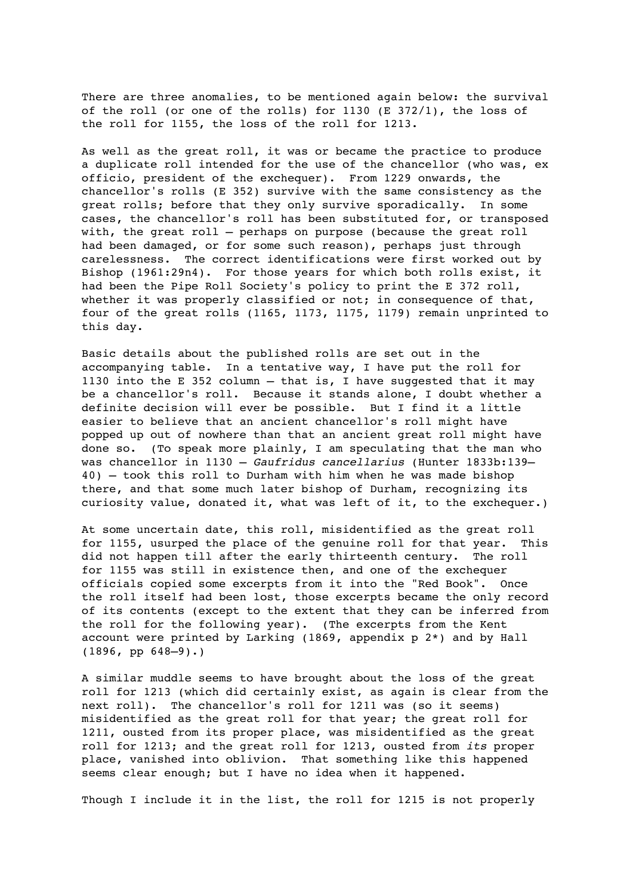There are three anomalies, to be mentioned again below: the survival of the roll (or one of the rolls) for 1130 (E 372/1), the loss of the roll for 1155, the loss of the roll for 1213.

As well as the great roll, it was or became the practice to produce a duplicate roll intended for the use of the chancellor (who was, ex officio, president of the exchequer). From 1229 onwards, the chancellor's rolls (E 352) survive with the same consistency as the great rolls; before that they only survive sporadically. In some cases, the chancellor's roll has been substituted for, or transposed with, the great roll — perhaps on purpose (because the great roll had been damaged, or for some such reason), perhaps just through carelessness. The correct identifications were first worked out by Bishop (1961:29n4). For those years for which both rolls exist, it had been the Pipe Roll Society's policy to print the E 372 roll, whether it was properly classified or not; in consequence of that, four of the great rolls (1165, 1173, 1175, 1179) remain unprinted to this day.

Basic details about the published rolls are set out in the accompanying table. In a tentative way, I have put the roll for 1130 into the E 352 column — that is, I have suggested that it may be a chancellor's roll. Because it stands alone, I doubt whether a definite decision will ever be possible. But I find it a little easier to believe that an ancient chancellor's roll might have popped up out of nowhere than that an ancient great roll might have done so. (To speak more plainly, I am speculating that the man who was chancellor in 1130 — *Gaufridus cancellarius* (Hunter 1833b:139–40) — took this roll to Durham with him when he was made bishop there, and that some much later bishop of Durham, recognizing its curiosity value, donated it, what was left of it, to the exchequer.)

At some uncertain date, this roll, misidentified as the great roll for 1155, usurped the place of the genuine roll for that year. This did not happen till after the early thirteenth century. The roll for 1155 was still in existence then, and one of the exchequer officials copied some excerpts from it into the "Red Book". Once the roll itself had been lost, those excerpts became the only record of its contents (except to the extent that they can be inferred from the roll for the following year). (The excerpts from the Kent account were printed by Larking (1869, appendix p 2*) and by Hall (1896, pp 648–9).)

A similar muddle seems to have brought about the loss of the great roll for 1213 (which did certainly exist, as again is clear from the next roll). The chancellor's roll for 1211 was (so it seems) misidentified as the great roll for that year; the great roll for 1211, ousted from its proper place, was misidentified as the great roll for 1213; and the great roll for 1213, ousted from *its* proper place, vanished into oblivion. That something like this happened seems clear enough; but I have no idea when it happened.

Though I include it in the list, the roll for 1215 is not properly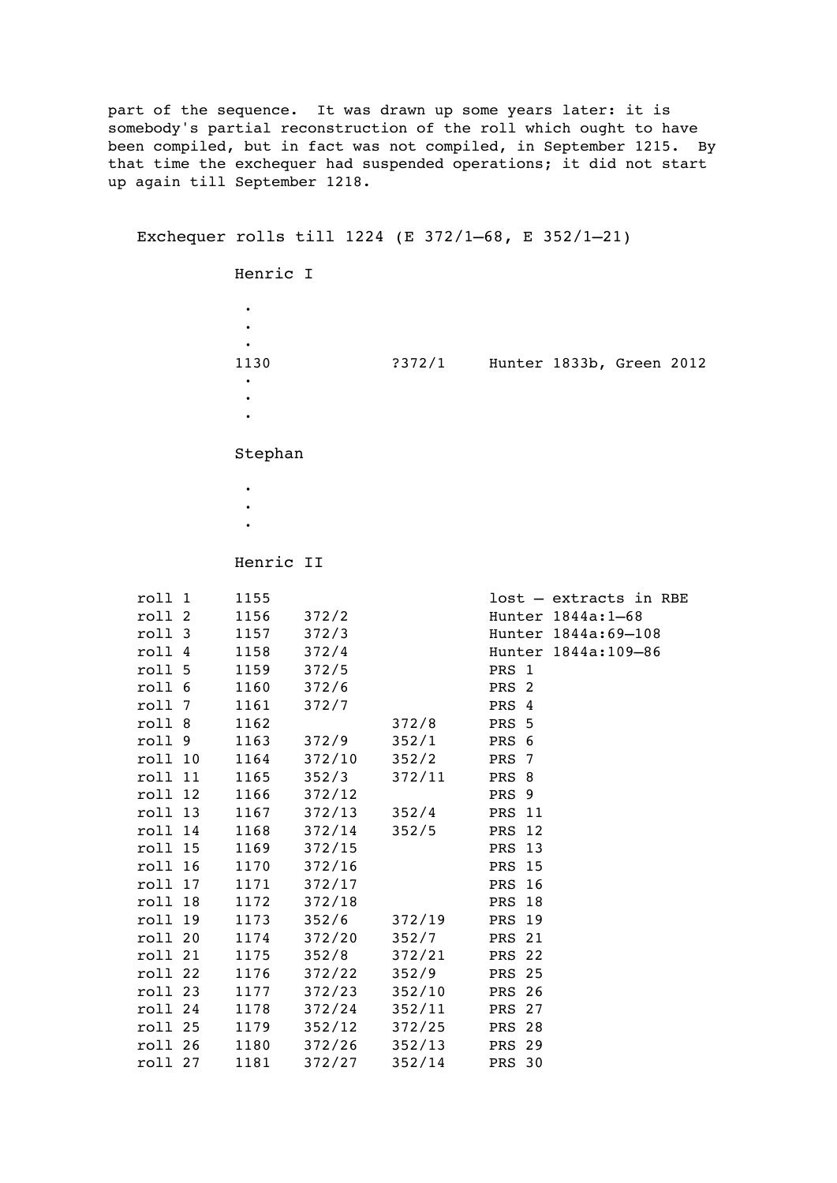part of the sequence. It was drawn up some years later: it is somebody's partial reconstruction of the roll which ought to have been compiled, but in fact was not compiled, in September 1215. By that time the exchequer had suspended operations; it did not start up again till September 1218.

Exchequer rolls till 1224 (E 372/1–68, E 352/1–21)

| | | | | |
|---|---|---|---|---|
| | Henric I | | | |
| | . | | | |
| | . | | | |
| | . | | | |
| | 1130 | | ?372/1 | Hunter 1833b, Green 2012 |
| | . | | | |
| | . | | | |
| | . | | | |
| | Stephan | | | |
| | . | | | |
| | . | | | |
| | . | | | |
| | Henric II | | | |
| roll 1 | 1155 | | | lost – extracts in RBE |
| roll 2 | 1156 | 372/2 | | Hunter 1844a:1–68 |
| roll 3 | 1157 | 372/3 | | Hunter 1844a:69–108 |
| roll 4 | 1158 | 372/4 | | Hunter 1844a:109–86 |
| roll 5 | 1159 | 372/5 | | PRS 1 |
| roll 6 | 1160 | 372/6 | | PRS 2 |
| roll 7 | 1161 | 372/7 | | PRS 4 |
| roll 8 | 1162 | | 372/8 | PRS 5 |
| roll 9 | 1163 | 372/9 | 352/1 | PRS 6 |
| roll 10 | 1164 | 372/10 | 352/2 | PRS 7 |
| roll 11 | 1165 | 352/3 | 372/11 | PRS 8 |
| roll 12 | 1166 | 372/12 | | PRS 9 |
| roll 13 | 1167 | 372/13 | 352/4 | PRS 11 |
| roll 14 | 1168 | 372/14 | 352/5 | PRS 12 |
| roll 15 | 1169 | 372/15 | | PRS 13 |
| roll 16 | 1170 | 372/16 | | PRS 15 |
| roll 17 | 1171 | 372/17 | | PRS 16 |
| roll 18 | 1172 | 372/18 | | PRS 18 |
| roll 19 | 1173 | 352/6 | 372/19 | PRS 19 |
| roll 20 | 1174 | 372/20 | 352/7 | PRS 21 |
| roll 21 | 1175 | 352/8 | 372/21 | PRS 22 |
| roll 22 | 1176 | 372/22 | 352/9 | PRS 25 |
| roll 23 | 1177 | 372/23 | 352/10 | PRS 26 |
| roll 24 | 1178 | 372/24 | 352/11 | PRS 27 |
| roll 25 | 1179 | 352/12 | 372/25 | PRS 28 |
| roll 26 | 1180 | 372/26 | 352/13 | PRS 29 |
| roll 27 | 1181 | 372/27 | 352/14 | PRS 30 |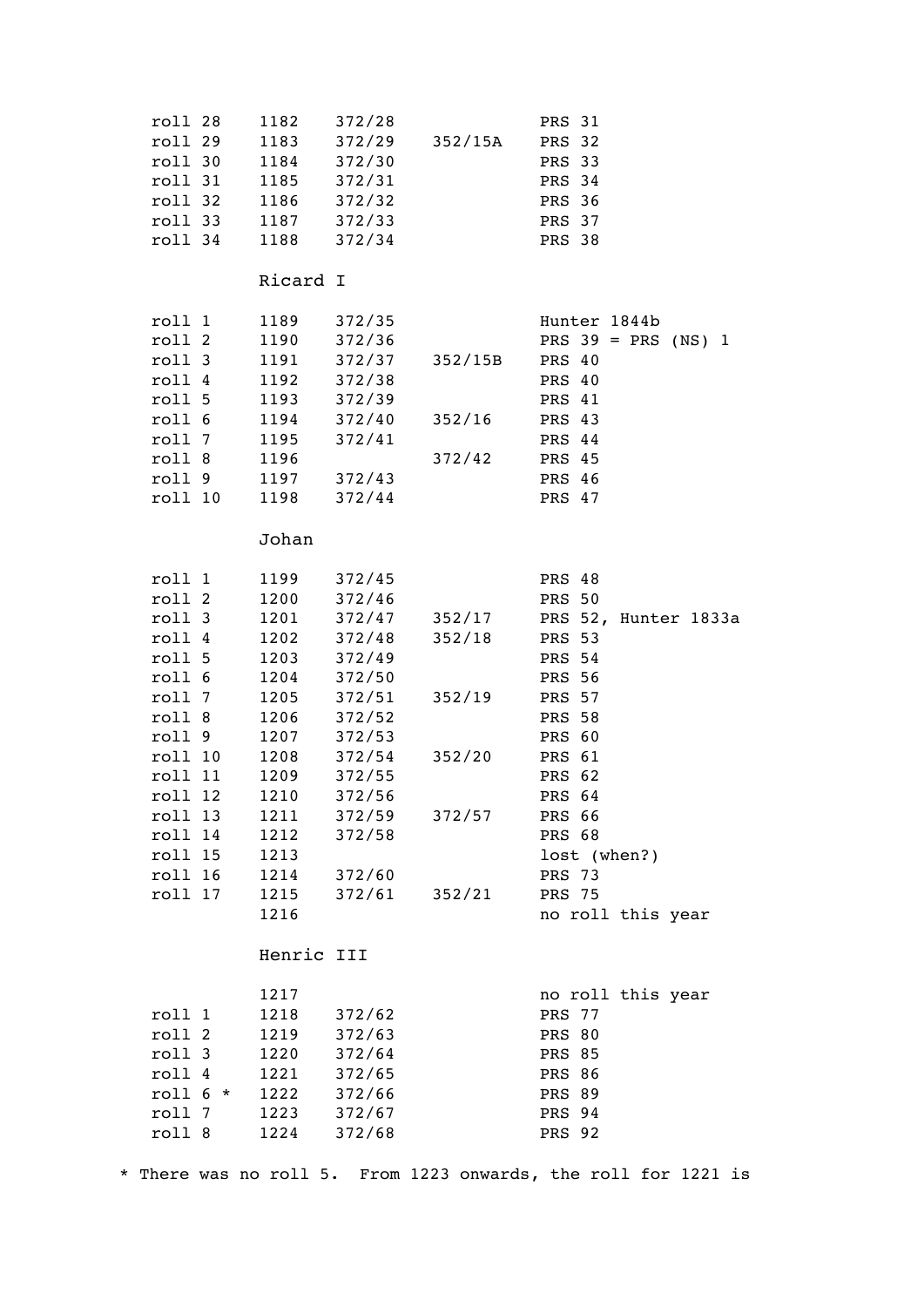| | | | | |
|---|---|---|---|---|
| roll 28 | 1182 | 372/28 | | PRS 31 |
| roll 29 | 1183 | 372/29 | 352/15A | PRS 32 |
| roll 30 | 1184 | 372/30 | | PRS 33 |
| roll 31 | 1185 | 372/31 | | PRS 34 |
| roll 32 | 1186 | 372/32 | | PRS 36 |
| roll 33 | 1187 | 372/33 | | PRS 37 |
| roll 34 | 1188 | 372/34 | | PRS 38 |
| | **Ricard I** | | | |
| roll 1 | 1189 | 372/35 | | Hunter 1844b |
| roll 2 | 1190 | 372/36 | | PRS 39 = PRS (NS) 1 |
| roll 3 | 1191 | 372/37 | 352/15B | PRS 40 |
| roll 4 | 1192 | 372/38 | | PRS 40 |
| roll 5 | 1193 | 372/39 | | PRS 41 |
| roll 6 | 1194 | 372/40 | 352/16 | PRS 43 |
| roll 7 | 1195 | 372/41 | | PRS 44 |
| roll 8 | 1196 | | 372/42 | PRS 45 |
| roll 9 | 1197 | 372/43 | | PRS 46 |
| roll 10 | 1198 | 372/44 | | PRS 47 |
| | **Johan** | | | |
| roll 1 | 1199 | 372/45 | | PRS 48 |
| roll 2 | 1200 | 372/46 | | PRS 50 |
| roll 3 | 1201 | 372/47 | 352/17 | PRS 52, Hunter 1833a |
| roll 4 | 1202 | 372/48 | 352/18 | PRS 53 |
| roll 5 | 1203 | 372/49 | | PRS 54 |
| roll 6 | 1204 | 372/50 | | PRS 56 |
| roll 7 | 1205 | 372/51 | 352/19 | PRS 57 |
| roll 8 | 1206 | 372/52 | | PRS 58 |
| roll 9 | 1207 | 372/53 | | PRS 60 |
| roll 10 | 1208 | 372/54 | 352/20 | PRS 61 |
| roll 11 | 1209 | 372/55 | | PRS 62 |
| roll 12 | 1210 | 372/56 | | PRS 64 |
| roll 13 | 1211 | 372/59 | 372/57 | PRS 66 |
| roll 14 | 1212 | 372/58 | | PRS 68 |
| roll 15 | 1213 | | | lost (when?) |
| roll 16 | 1214 | 372/60 | | PRS 73 |
| roll 17 | 1215 | 372/61 | 352/21 | PRS 75 |
| | 1216 | | | no roll this year |
| | **Henric III** | | | |
| | 1217 | | | no roll this year |
| roll 1 | 1218 | 372/62 | | PRS 77 |
| roll 2 | 1219 | 372/63 | | PRS 80 |
| roll 3 | 1220 | 372/64 | | PRS 85 |
| roll 4 | 1221 | 372/65 | | PRS 86 |
| roll 6 * | 1222 | 372/66 | | PRS 89 |
| roll 7 | 1223 | 372/67 | | PRS 94 |
| roll 8 | 1224 | 372/68 | | PRS 92 |

* There was no roll 5.  From 1223 onwards, the roll for 1221 is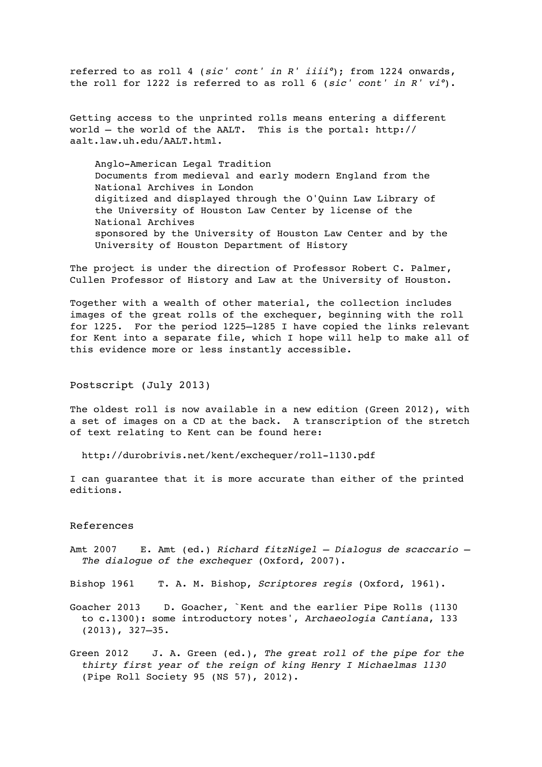referred to as roll 4 (*sic' cont' in R' iiii°*); from 1224 onwards, the roll for 1222 is referred to as roll 6 (*sic' cont' in R' vi°*).

Getting access to the unprinted rolls means entering a different world – the world of the AALT. This is the portal: http://aalt.law.uh.edu/AALT.html.

> Anglo-American Legal Tradition
> Documents from medieval and early modern England from the National Archives in London
> digitized and displayed through the O'Quinn Law Library of the University of Houston Law Center by license of the National Archives
> sponsored by the University of Houston Law Center and by the University of Houston Department of History

The project is under the direction of Professor Robert C. Palmer, Cullen Professor of History and Law at the University of Houston.

Together with a wealth of other material, the collection includes images of the great rolls of the exchequer, beginning with the roll for 1225. For the period 1225–1285 I have copied the links relevant for Kent into a separate file, which I hope will help to make all of this evidence more or less instantly accessible.

## Postscript (July 2013)

The oldest roll is now available in a new edition (Green 2012), with a set of images on a CD at the back. A transcription of the stretch of text relating to Kent can be found here:

http://durobrivis.net/kent/exchequer/roll-1130.pdf

I can guarantee that it is more accurate than either of the printed editions.

## References

Amt 2007 E. Amt (ed.) *Richard fitzNigel – Dialogus de scaccario – The dialogue of the exchequer* (Oxford, 2007).

Bishop 1961 T. A. M. Bishop, *Scriptores regis* (Oxford, 1961).

Goacher 2013 D. Goacher, `Kent and the earlier Pipe Rolls (1130 to c.1300): some introductory notes', *Archaeologia Cantiana*, 133 (2013), 327–35.

Green 2012 J. A. Green (ed.), *The great roll of the pipe for the thirty first year of the reign of king Henry I Michaelmas 1130* (Pipe Roll Society 95 (NS 57), 2012).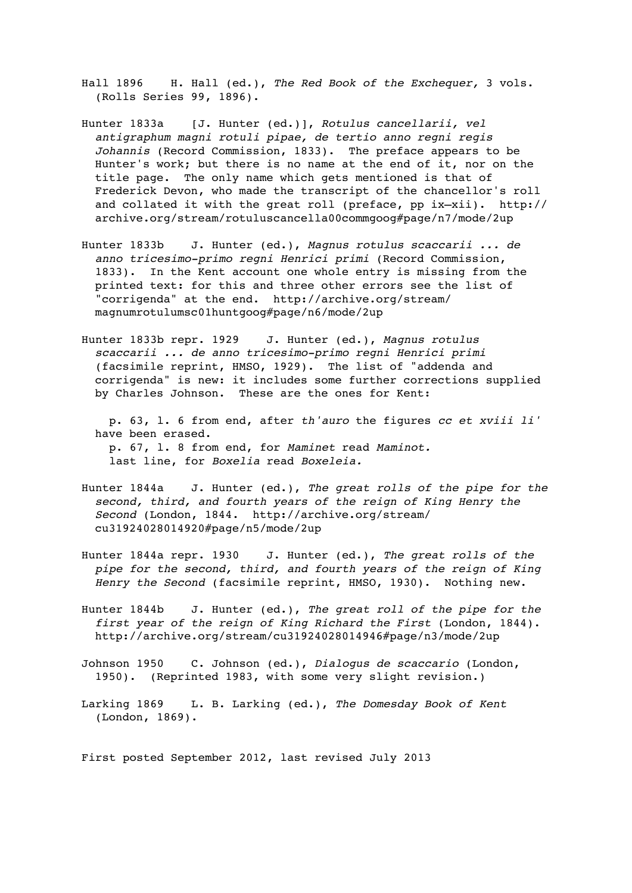Hall 1896    H. Hall (ed.), *The Red Book of the Exchequer,* 3 vols. (Rolls Series 99, 1896).

Hunter 1833a    [J. Hunter (ed.)], *Rotulus cancellarii, vel antigraphum magni rotuli pipae, de tertio anno regni regis Johannis* (Record Commission, 1833). The preface appears to be Hunter's work; but there is no name at the end of it, nor on the title page. The only name which gets mentioned is that of Frederick Devon, who made the transcript of the chancellor's roll and collated it with the great roll (preface, pp ix–xii). http://archive.org/stream/rotuluscancella00commgoog#page/n7/mode/2up

Hunter 1833b    J. Hunter (ed.), *Magnus rotulus scaccarii ... de anno tricesimo-primo regni Henrici primi* (Record Commission, 1833). In the Kent account one whole entry is missing from the printed text: for this and three other errors see the list of "corrigenda" at the end. http://archive.org/stream/magnumrotulumsc01huntgoog#page/n6/mode/2up

Hunter 1833b repr. 1929    J. Hunter (ed.), *Magnus rotulus scaccarii ... de anno tricesimo-primo regni Henrici primi* (facsimile reprint, HMSO, 1929). The list of "addenda and corrigenda" is new: it includes some further corrections supplied by Charles Johnson. These are the ones for Kent:

p. 63, l. 6 from end, after *th'auro* the figures *cc et xviii li'* have been erased.  
p. 67, l. 8 from end, for *Maminet* read *Maminot.*  
last line, for *Boxelia* read *Boxeleia.*

Hunter 1844a    J. Hunter (ed.), *The great rolls of the pipe for the second, third, and fourth years of the reign of King Henry the Second* (London, 1844. http://archive.org/stream/cu31924028014920#page/n5/mode/2up

Hunter 1844a repr. 1930    J. Hunter (ed.), *The great rolls of the pipe for the second, third, and fourth years of the reign of King Henry the Second* (facsimile reprint, HMSO, 1930). Nothing new.

Hunter 1844b    J. Hunter (ed.), *The great roll of the pipe for the first year of the reign of King Richard the First* (London, 1844). http://archive.org/stream/cu31924028014946#page/n3/mode/2up

Johnson 1950    C. Johnson (ed.), *Dialogus de scaccario* (London, 1950). (Reprinted 1983, with some very slight revision.)

Larking 1869    L. B. Larking (ed.), *The Domesday Book of Kent* (London, 1869).

First posted September 2012, last revised July 2013